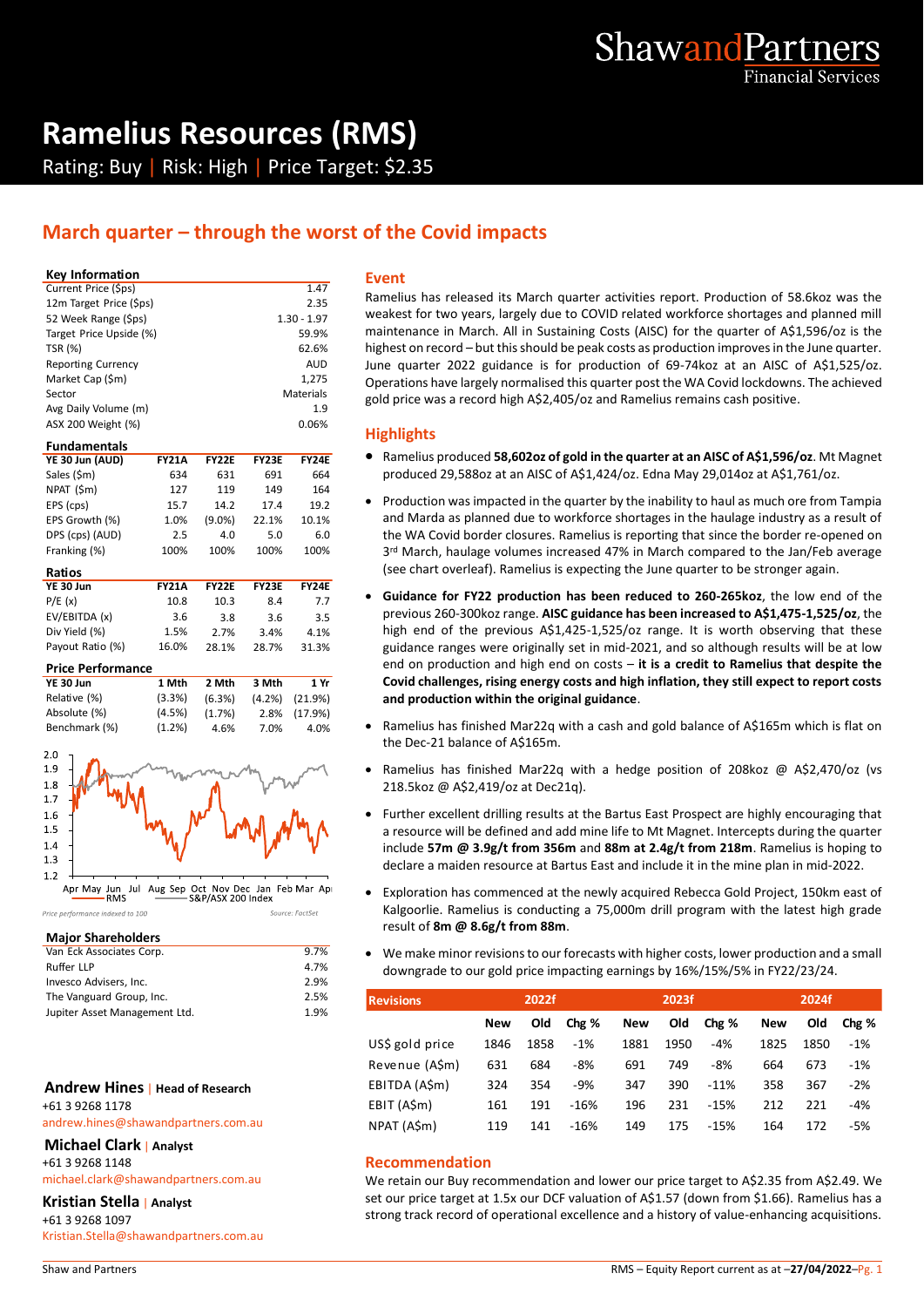# Ramelius Resources (RMS)

Rating: Buy | Risk: High | Price Target: $2.35

## March quarter – through the worst of the Covid impacts

### Key Information

| | |
|---|---|
| Current Price ($ps) | 1.47 |
| 12m Target Price ($ps) | 2.35 |
| 52 Week Range ($ps) | 1.30 - 1.97 |
| Target Price Upside (%) | 59.9% |
| TSR (%) | 62.6% |
| Reporting Currency | AUD |
| Market Cap ($m) | 1,275 |
| Sector | Materials |
| Avg Daily Volume (m) | 1.9 |
| ASX 200 Weight (%) | 0.06% |

### Fundamentals

| YE 30 Jun (AUD) | FY21A | FY22E | FY23E | FY24E |
|---|---|---|---|---|
| Sales ($m) | 634 | 631 | 691 | 664 |
| NPAT ($m) | 127 | 119 | 149 | 164 |
| EPS (cps) | 15.7 | 14.2 | 17.4 | 19.2 |
| EPS Growth (%) | 1.0% | (9.0%) | 22.1% | 10.1% |
| DPS (cps) (AUD) | 2.5 | 4.0 | 5.0 | 6.0 |
| Franking (%) | 100% | 100% | 100% | 100% |

### Ratios

| YE 30 Jun | FY21A | FY22E | FY23E | FY24E |
|---|---|---|---|---|
| P/E (x) | 10.8 | 10.3 | 8.4 | 7.7 |
| EV/EBITDA (x) | 3.6 | 3.8 | 3.6 | 3.5 |
| Div Yield (%) | 1.5% | 2.7% | 3.4% | 4.1% |
| Payout Ratio (%) | 16.0% | 28.1% | 28.7% | 31.3% |

### Price Performance

| YE 30 Jun | 1 Mth | 2 Mth | 3 Mth | 1 Yr |
|---|---|---|---|---|
| Relative (%) | (3.3%) | (6.3%) | (4.2%) | (21.9%) |
| Absolute (%) | (4.5%) | (1.7%) | 2.8% | (17.9%) |
| Benchmark (%) | (1.2%) | 4.6% | 7.0% | 4.0% |

Price performance indexed to 100 — Source: FactSet

### Major Shareholders

| | |
|---|---|
| Van Eck Associates Corp. | 9.7% |
| Ruffer LLP | 4.7% |
| Invesco Advisers, Inc. | 2.9% |
| The Vanguard Group, Inc. | 2.5% |
| Jupiter Asset Management Ltd. | 1.9% |

**Andrew Hines** | Head of Research
+61 3 9268 1178
andrew.hines@shawandpartners.com.au

**Michael Clark** | Analyst
+61 3 9268 1148
michael.clark@shawandpartners.com.au

**Kristian Stella** | Analyst
+61 3 9268 1097
Kristian.Stella@shawandpartners.com.au

### Event

Ramelius has released its March quarter activities report. Production of 58.6koz was the weakest for two years, largely due to COVID related workforce shortages and planned mill maintenance in March. All in Sustaining Costs (AISC) for the quarter of A$1,596/oz is the highest on record – but this should be peak costs as production improves in the June quarter. June quarter 2022 guidance is for production of 69-74koz at an AISC of A$1,525/oz. Operations have largely normalised this quarter post the WA Covid lockdowns. The achieved gold price was a record high A$2,405/oz and Ramelius remains cash positive.

### Highlights

- Ramelius produced **58,602oz of gold in the quarter at an AISC of A$1,596/oz**. Mt Magnet produced 29,588oz at an AISC of A$1,424/oz. Edna May 29,014oz at A$1,761/oz.
- Production was impacted in the quarter by the inability to haul as much ore from Tampia and Marda as planned due to workforce shortages in the haulage industry as a result of the WA Covid border closures. Ramelius is reporting that since the border re-opened on 3rd March, haulage volumes increased 47% in March compared to the Jan/Feb average (see chart overleaf). Ramelius is expecting the June quarter to be stronger again.
- **Guidance for FY22 production has been reduced to 260-265koz**, the low end of the previous 260-300koz range. **AISC guidance has been increased to A$1,475-1,525/oz**, the high end of the previous A$1,425-1,525/oz range. It is worth observing that these guidance ranges were originally set in mid-2021, and so although results will be at low end on production and high end on costs – **it is a credit to Ramelius that despite the Covid challenges, rising energy costs and high inflation, they still expect to report costs and production within the original guidance**.
- Ramelius has finished Mar22q with a cash and gold balance of A$165m which is flat on the Dec-21 balance of A$165m.
- Ramelius has finished Mar22q with a hedge position of 208koz @ A$2,470/oz (vs 218.5koz @ A$2,419/oz at Dec21q).
- Further excellent drilling results at the Bartus East Prospect are highly encouraging that a resource will be defined and add mine life to Mt Magnet. Intercepts during the quarter include **57m @ 3.9g/t from 356m** and **88m at 2.4g/t from 218m**. Ramelius is hoping to declare a maiden resource at Bartus East and include it in the mine plan in mid-2022.
- Exploration has commenced at the newly acquired Rebecca Gold Project, 150km east of Kalgoorlie. Ramelius is conducting a 75,000m drill program with the latest high grade result of **8m @ 8.6g/t from 88m**.
- We make minor revisions to our forecasts with higher costs, lower production and a small downgrade to our gold price impacting earnings by 16%/15%/5% in FY22/23/24.

| Revisions | 2022f | | | 2023f | | | 2024f | | |
|---|---|---|---|---|---|---|---|---|---|
| | New | Old | Chg % | New | Old | Chg % | New | Old | Chg % |
| US$ gold price | 1846 | 1858 | -1% | 1881 | 1950 | -4% | 1825 | 1850 | -1% |
| Revenue (A$m) | 631 | 684 | -8% | 691 | 749 | -8% | 664 | 673 | -1% |
| EBITDA (A$m) | 324 | 354 | -9% | 347 | 390 | -11% | 358 | 367 | -2% |
| EBIT (A$m) | 161 | 191 | -16% | 196 | 231 | -15% | 212 | 221 | -4% |
| NPAT (A$m) | 119 | 141 | -16% | 149 | 175 | -15% | 164 | 172 | -5% |

### Recommendation

We retain our Buy recommendation and lower our price target to A$2.35 from A$2.49. We set our price target at 1.5x our DCF valuation of A$1.57 (down from $1.66). Ramelius has a strong track record of operational excellence and a history of value-enhancing acquisitions.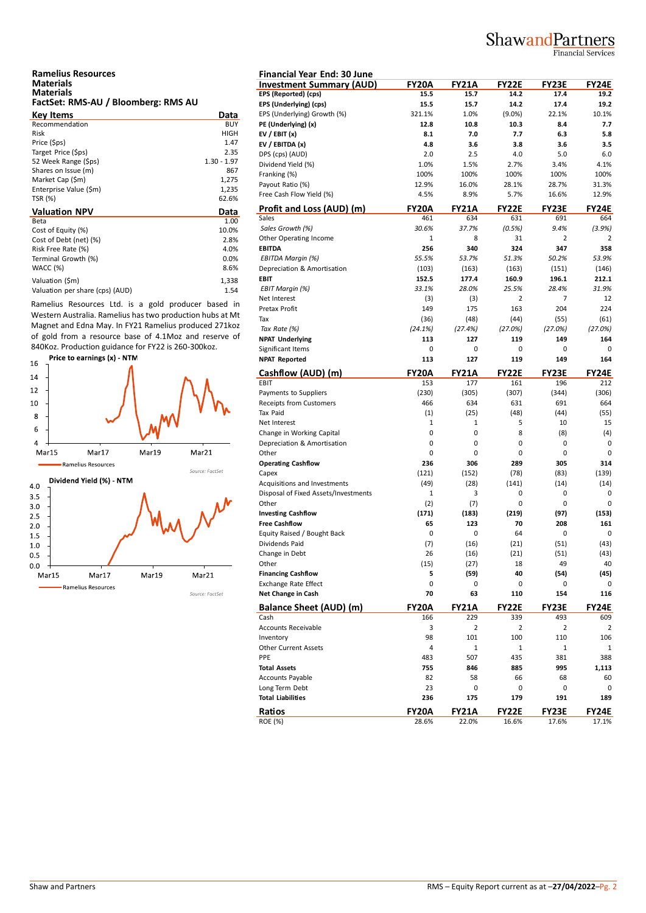## Ramelius Resources
**Materials**
**Materials**
**FactSet: RMS-AU / Bloomberg: RMS AU**

| Key Items | Data |
|---|---|
| Recommendation | BUY |
| Risk | HIGH |
| Price ($ps) | 1.47 |
| Target Price ($ps) | 2.35 |
| 52 Week Range ($ps) | 1.30 - 1.97 |
| Shares on Issue (m) | 867 |
| Market Cap ($m) | 1,275 |
| Enterprise Value ($m) | 1,235 |
| TSR (%) | 62.6% |

| Valuation NPV | Data |
|---|---|
| Beta | 1.00 |
| Cost of Equity (%) | 10.0% |
| Cost of Debt (net) (%) | 2.8% |
| Risk Free Rate (%) | 4.0% |
| Terminal Growth (%) | 0.0% |
| WACC (%) | 8.6% |
| Valuation ($m) | 1,338 |
| Valuation per share (cps) (AUD) | 1.54 |

Ramelius Resources Ltd. is a gold producer based in Western Australia. Ramelius has two production hubs at Mt Magnet and Edna May. In FY21 Ramelius produced 271koz of gold from a resource base of 4.1Moz and reserve of 840Koz. Production guidance for FY22 is 260-300koz.

**Price to earnings (x) - NTM**

Ramelius Resources

Source: FactSet

**Dividend Yield (%) - NTM**

Ramelius Resources

Source: FactSet

**Financial Year End: 30 June**

| Investment Summary (AUD) | FY20A | FY21A | FY22E | FY23E | FY24E |
|---|---|---|---|---|---|
| **EPS (Reported) (cps)** | 15.5 | 15.7 | 14.2 | 17.4 | 19.2 |
| **EPS (Underlying) (cps)** | 15.5 | 15.7 | 14.2 | 17.4 | 19.2 |
| EPS (Underlying) Growth (%) | 321.1% | 1.0% | (9.0%) | 22.1% | 10.1% |
| **PE (Underlying) (x)** | 12.8 | 10.8 | 10.3 | 8.4 | 7.7 |
| **EV / EBIT (x)** | 8.1 | 7.0 | 7.7 | 6.3 | 5.8 |
| **EV / EBITDA (x)** | 4.8 | 3.6 | 3.8 | 3.6 | 3.5 |
| DPS (cps) (AUD) | 2.0 | 2.5 | 4.0 | 5.0 | 6.0 |
| Dividend Yield (%) | 1.0% | 1.5% | 2.7% | 3.4% | 4.1% |
| Franking (%) | 100% | 100% | 100% | 100% | 100% |
| Payout Ratio (%) | 12.9% | 16.0% | 28.1% | 28.7% | 31.3% |
| Free Cash Flow Yield (%) | 4.5% | 8.9% | 5.7% | 16.6% | 12.9% |

| Profit and Loss (AUD) (m) | FY20A | FY21A | FY22E | FY23E | FY24E |
|---|---|---|---|---|---|
| Sales | 461 | 634 | 631 | 691 | 664 |
| *Sales Growth (%)* | *30.6%* | *37.7%* | *(0.5%)* | *9.4%* | *(3.9%)* |
| Other Operating Income | 1 | 8 | 31 | 2 | 2 |
| **EBITDA** | **256** | **340** | **324** | **347** | **358** |
| *EBITDA Margin (%)* | *55.5%* | *53.7%* | *51.3%* | *50.2%* | *53.9%* |
| Depreciation & Amortisation | (103) | (163) | (163) | (151) | (146) |
| **EBIT** | **152.5** | **177.4** | **160.9** | **196.1** | **212.1** |
| *EBIT Margin (%)* | *33.1%* | *28.0%* | *25.5%* | *28.4%* | *31.9%* |
| Net Interest | (3) | (3) | 2 | 7 | 12 |
| Pretax Profit | 149 | 175 | 163 | 204 | 224 |
| Tax | (36) | (48) | (44) | (55) | (61) |
| *Tax Rate (%)* | *(24.1%)* | *(27.4%)* | *(27.0%)* | *(27.0%)* | *(27.0%)* |
| **NPAT Underlying** | **113** | **127** | **119** | **149** | **164** |
| Significant Items | 0 | 0 | 0 | 0 | 0 |
| **NPAT Reported** | **113** | **127** | **119** | **149** | **164** |

| Cashflow (AUD) (m) | FY20A | FY21A | FY22E | FY23E | FY24E |
|---|---|---|---|---|---|
| EBIT | 153 | 177 | 161 | 196 | 212 |
| Payments to Suppliers | (230) | (305) | (307) | (344) | (306) |
| Receipts from Customers | 466 | 634 | 631 | 691 | 664 |
| Tax Paid | (1) | (25) | (48) | (44) | (55) |
| Net Interest | 1 | 1 | 5 | 10 | 15 |
| Change in Working Capital | 0 | 0 | 8 | (8) | (4) |
| Depreciation & Amortisation | 0 | 0 | 0 | 0 | 0 |
| Other | 0 | 0 | 0 | 0 | 0 |
| **Operating Cashflow** | **236** | **306** | **289** | **305** | **314** |
| Capex | (121) | (152) | (78) | (83) | (139) |
| Acquisitions and Investments | (49) | (28) | (141) | (14) | (14) |
| Disposal of Fixed Assets/Investments | 1 | 3 | 0 | 0 | 0 |
| Other | (2) | (7) | 0 | 0 | 0 |
| **Investing Cashflow** | **(171)** | **(183)** | **(219)** | **(97)** | **(153)** |
| **Free Cashflow** | **65** | **123** | **70** | **208** | **161** |
| Equity Raised / Bought Back | 0 | 0 | 64 | 0 | 0 |
| Dividends Paid | (7) | (16) | (21) | (51) | (43) |
| Change in Debt | 26 | (16) | (21) | (51) | (43) |
| Other | (15) | (27) | 18 | 49 | 40 |
| **Financing Cashflow** | **5** | **(59)** | **40** | **(54)** | **(45)** |
| Exchange Rate Effect | 0 | 0 | 0 | 0 | 0 |
| **Net Change in Cash** | **70** | **63** | **110** | **154** | **116** |

| Balance Sheet (AUD) (m) | FY20A | FY21A | FY22E | FY23E | FY24E |
|---|---|---|---|---|---|
| Cash | 166 | 229 | 339 | 493 | 609 |
| Accounts Receivable | 3 | 2 | 2 | 2 | 2 |
| Inventory | 98 | 101 | 100 | 110 | 106 |
| Other Current Assets | 4 | 1 | 1 | 1 | 1 |
| PPE | 483 | 507 | 435 | 381 | 388 |
| **Total Assets** | **755** | **846** | **885** | **995** | **1,113** |
| Accounts Payable | 82 | 58 | 66 | 68 | 60 |
| Long Term Debt | 23 | 0 | 0 | 0 | 0 |
| **Total Liabilities** | **236** | **175** | **179** | **191** | **189** |

| Ratios | FY20A | FY21A | FY22E | FY23E | FY24E |
|---|---|---|---|---|---|
| ROE (%) | 28.6% | 22.0% | 16.6% | 17.6% | 17.1% |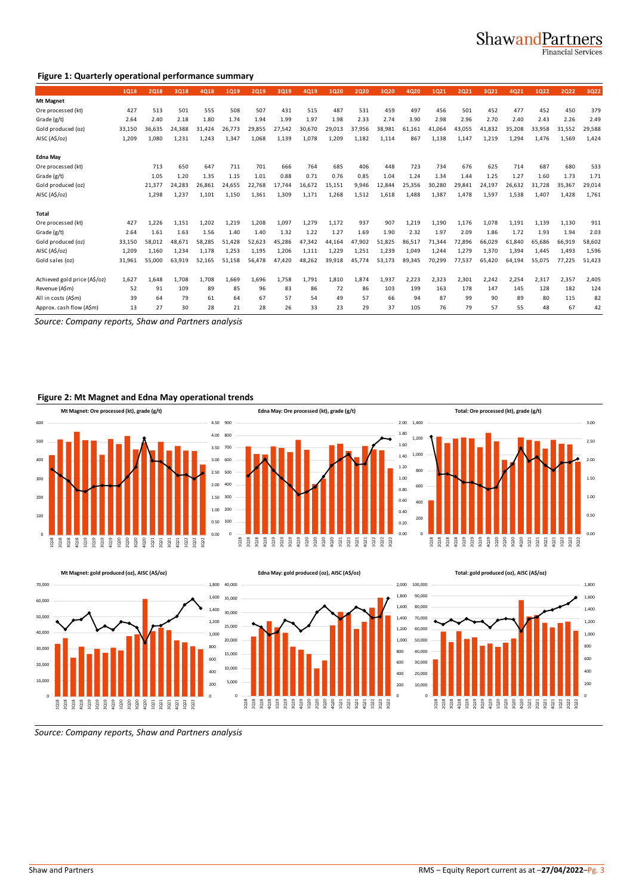## Figure 1: Quarterly operational performance summary

| | 1Q18 | 2Q18 | 3Q18 | 4Q18 | 1Q19 | 2Q19 | 3Q19 | 4Q19 | 1Q20 | 2Q20 | 3Q20 | 4Q20 | 1Q21 | 2Q21 | 3Q21 | 4Q21 | 1Q22 | 2Q22 | 3Q22 |
|---|---|---|---|---|---|---|---|---|---|---|---|---|---|---|---|---|---|---|---|
| **Mt Magnet** | | | | | | | | | | | | | | | | | | | |
| Ore processed (kt) | 427 | 513 | 501 | 555 | 508 | 507 | 431 | 515 | 487 | 531 | 459 | 497 | 456 | 501 | 452 | 477 | 452 | 450 | 379 |
| Grade (g/t) | 2.64 | 2.40 | 2.18 | 1.80 | 1.74 | 1.94 | 1.99 | 1.97 | 1.98 | 2.33 | 2.74 | 3.90 | 2.98 | 2.96 | 2.70 | 2.40 | 2.43 | 2.26 | 2.49 |
| Gold produced (oz) | 33,150 | 36,635 | 24,388 | 31,424 | 26,773 | 29,855 | 27,542 | 30,670 | 29,013 | 37,956 | 38,981 | 61,161 | 41,064 | 43,055 | 41,832 | 35,208 | 33,958 | 31,552 | 29,588 |
| AISC (A$/oz) | 1,209 | 1,080 | 1,231 | 1,243 | 1,347 | 1,068 | 1,139 | 1,078 | 1,209 | 1,182 | 1,114 | 867 | 1,138 | 1,147 | 1,219 | 1,294 | 1,476 | 1,569 | 1,424 |
| **Edna May** | | | | | | | | | | | | | | | | | | | |
| Ore processed (kt) | | 713 | 650 | 647 | 711 | 701 | 666 | 764 | 685 | 406 | 448 | 723 | 734 | 676 | 625 | 714 | 687 | 680 | 533 |
| Grade (g/t) | | 1.05 | 1.20 | 1.35 | 1.15 | 1.01 | 0.88 | 0.71 | 0.76 | 0.85 | 1.04 | 1.24 | 1.34 | 1.44 | 1.25 | 1.27 | 1.60 | 1.73 | 1.71 |
| Gold produced (oz) | | 21,377 | 24,283 | 26,861 | 24,655 | 22,768 | 17,744 | 16,672 | 15,151 | 9,946 | 12,844 | 25,356 | 30,280 | 29,841 | 24,197 | 26,632 | 31,728 | 35,367 | 29,014 |
| AISC (A$/oz) | | 1,298 | 1,237 | 1,101 | 1,150 | 1,361 | 1,309 | 1,171 | 1,268 | 1,512 | 1,618 | 1,488 | 1,387 | 1,478 | 1,597 | 1,538 | 1,407 | 1,428 | 1,761 |
| **Total** | | | | | | | | | | | | | | | | | | | |
| Ore processed (kt) | 427 | 1,226 | 1,151 | 1,202 | 1,219 | 1,208 | 1,097 | 1,279 | 1,172 | 937 | 907 | 1,219 | 1,190 | 1,176 | 1,078 | 1,191 | 1,139 | 1,130 | 911 |
| Grade (g/t) | 2.64 | 1.61 | 1.63 | 1.56 | 1.40 | 1.40 | 1.32 | 1.22 | 1.27 | 1.69 | 1.90 | 2.32 | 1.97 | 2.09 | 1.86 | 1.72 | 1.93 | 1.94 | 2.03 |
| Gold produced (oz) | 33,150 | 58,012 | 48,671 | 58,285 | 51,428 | 52,623 | 45,286 | 47,342 | 44,164 | 47,902 | 51,825 | 86,517 | 71,344 | 72,896 | 66,029 | 61,840 | 65,686 | 66,919 | 58,602 |
| AISC (A$/oz) | 1,209 | 1,160 | 1,234 | 1,178 | 1,253 | 1,195 | 1,206 | 1,111 | 1,229 | 1,251 | 1,239 | 1,049 | 1,244 | 1,279 | 1,370 | 1,394 | 1,445 | 1,493 | 1,596 |
| Gold sales (oz) | 31,961 | 55,000 | 63,919 | 52,165 | 51,158 | 56,478 | 47,420 | 48,262 | 39,918 | 45,774 | 53,173 | 89,345 | 70,299 | 77,537 | 65,420 | 64,194 | 55,075 | 77,225 | 51,423 |
| Achieved gold price (A$/oz) | 1,627 | 1,648 | 1,708 | 1,708 | 1,669 | 1,696 | 1,758 | 1,791 | 1,810 | 1,874 | 1,937 | 2,223 | 2,323 | 2,301 | 2,242 | 2,254 | 2,317 | 2,357 | 2,405 |
| Revenue (A$m) | 52 | 91 | 109 | 89 | 85 | 96 | 83 | 86 | 72 | 86 | 103 | 199 | 163 | 178 | 147 | 145 | 128 | 182 | 124 |
| All in costs (A$m) | 39 | 64 | 79 | 61 | 64 | 67 | 57 | 54 | 49 | 57 | 66 | 94 | 87 | 99 | 90 | 89 | 80 | 115 | 82 |
| Approx. cash flow (A$m) | 13 | 27 | 30 | 28 | 21 | 28 | 26 | 33 | 23 | 29 | 37 | 105 | 76 | 79 | 57 | 55 | 48 | 67 | 42 |

*Source: Company reports, Shaw and Partners analysis*

## Figure 2: Mt Magnet and Edna May operational trends

*Source: Company reports, Shaw and Partners analysis*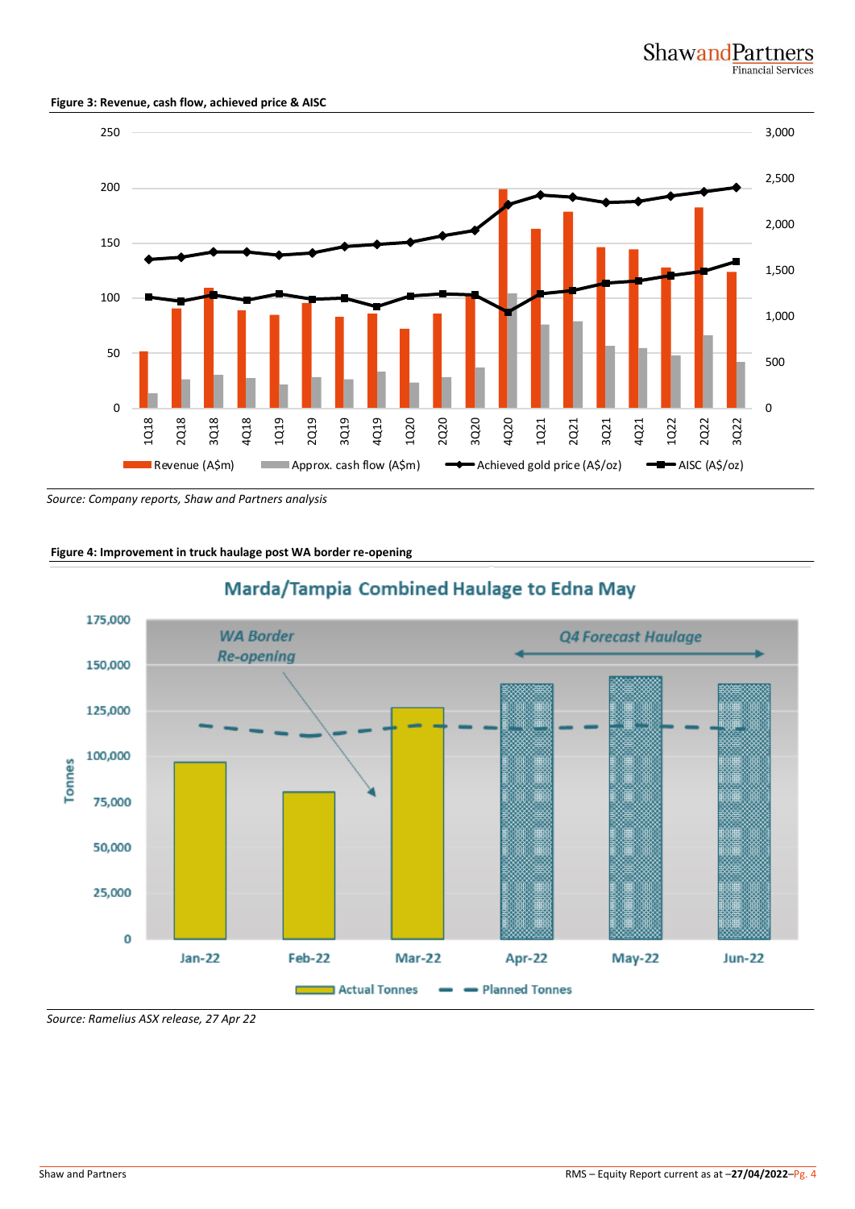**Figure 3: Revenue, cash flow, achieved price & AISC**

*Source: Company reports, Shaw and Partners analysis*

**Figure 4: Improvement in truck haulage post WA border re-opening**

*Source: Ramelius ASX release, 27 Apr 22*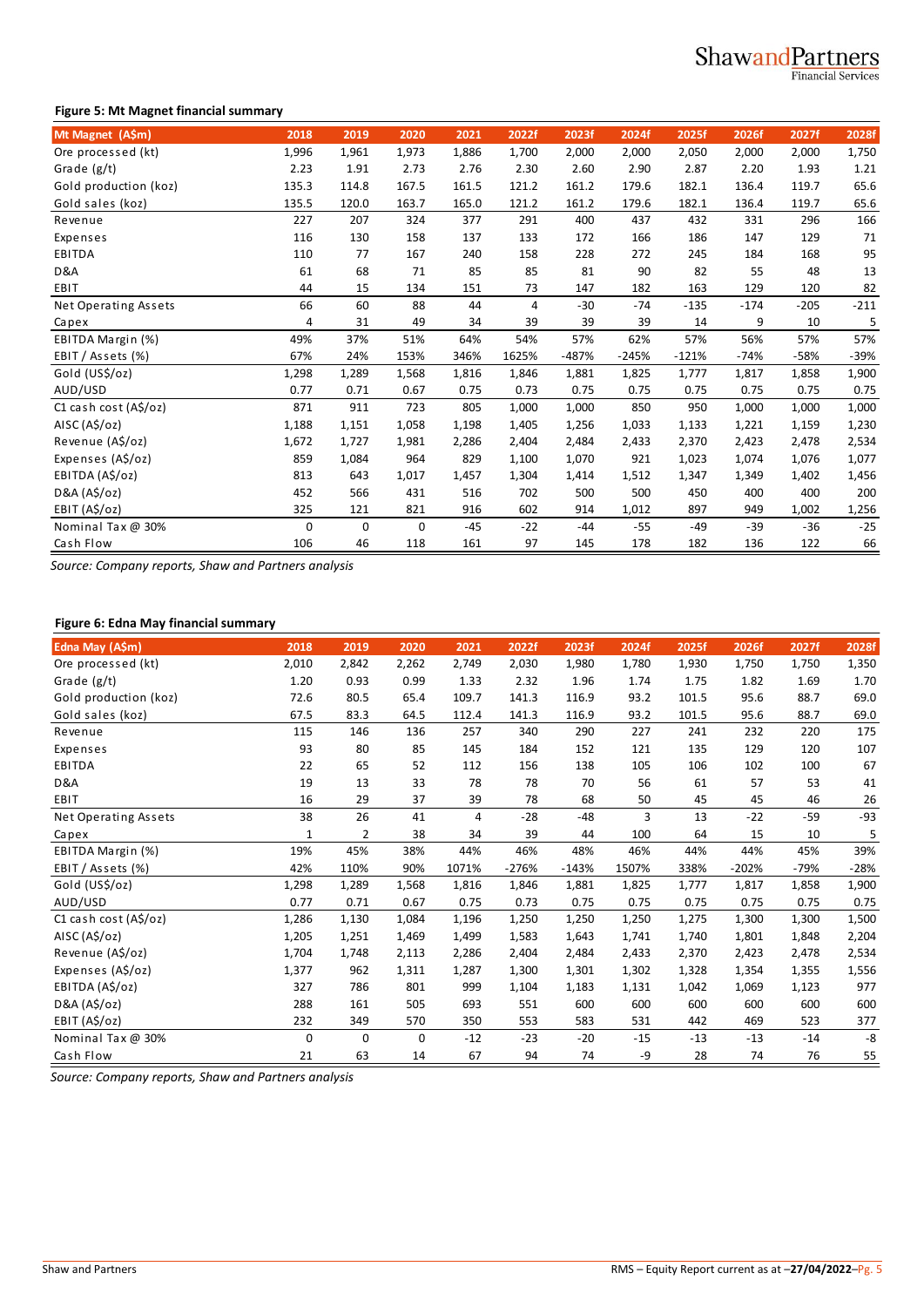**Figure 5: Mt Magnet financial summary**

| Mt Magnet (A$m) | 2018 | 2019 | 2020 | 2021 | 2022f | 2023f | 2024f | 2025f | 2026f | 2027f | 2028f |
|---|---|---|---|---|---|---|---|---|---|---|---|
| Ore processed (kt) | 1,996 | 1,961 | 1,973 | 1,886 | 1,700 | 2,000 | 2,000 | 2,050 | 2,000 | 2,000 | 1,750 |
| Grade (g/t) | 2.23 | 1.91 | 2.73 | 2.76 | 2.30 | 2.60 | 2.90 | 2.87 | 2.20 | 1.93 | 1.21 |
| Gold production (koz) | 135.3 | 114.8 | 167.5 | 161.5 | 121.2 | 161.2 | 179.6 | 182.1 | 136.4 | 119.7 | 65.6 |
| Gold sales (koz) | 135.5 | 120.0 | 163.7 | 165.0 | 121.2 | 161.2 | 179.6 | 182.1 | 136.4 | 119.7 | 65.6 |
| Revenue | 227 | 207 | 324 | 377 | 291 | 400 | 437 | 432 | 331 | 296 | 166 |
| Expenses | 116 | 130 | 158 | 137 | 133 | 172 | 166 | 186 | 147 | 129 | 71 |
| EBITDA | 110 | 77 | 167 | 240 | 158 | 228 | 272 | 245 | 184 | 168 | 95 |
| D&A | 61 | 68 | 71 | 85 | 85 | 81 | 90 | 82 | 55 | 48 | 13 |
| EBIT | 44 | 15 | 134 | 151 | 73 | 147 | 182 | 163 | 129 | 120 | 82 |
| Net Operating Assets | 66 | 60 | 88 | 44 | 4 | -30 | -74 | -135 | -174 | -205 | -211 |
| Capex | 4 | 31 | 49 | 34 | 39 | 39 | 39 | 14 | 9 | 10 | 5 |
| EBITDA Margin (%) | 49% | 37% | 51% | 64% | 54% | 57% | 62% | 57% | 56% | 57% | 57% |
| EBIT / Assets (%) | 67% | 24% | 153% | 346% | 1625% | -487% | -245% | -121% | -74% | -58% | -39% |
| Gold (US$/oz) | 1,298 | 1,289 | 1,568 | 1,816 | 1,846 | 1,881 | 1,825 | 1,777 | 1,817 | 1,858 | 1,900 |
| AUD/USD | 0.77 | 0.71 | 0.67 | 0.75 | 0.73 | 0.75 | 0.75 | 0.75 | 0.75 | 0.75 | 0.75 |
| C1 cash cost (A$/oz) | 871 | 911 | 723 | 805 | 1,000 | 1,000 | 850 | 950 | 1,000 | 1,000 | 1,000 |
| AISC (A$/oz) | 1,188 | 1,151 | 1,058 | 1,198 | 1,405 | 1,256 | 1,033 | 1,133 | 1,221 | 1,159 | 1,230 |
| Revenue (A$/oz) | 1,672 | 1,727 | 1,981 | 2,286 | 2,404 | 2,484 | 2,433 | 2,370 | 2,423 | 2,478 | 2,534 |
| Expenses (A$/oz) | 859 | 1,084 | 964 | 829 | 1,100 | 1,070 | 921 | 1,023 | 1,074 | 1,076 | 1,077 |
| EBITDA (A$/oz) | 813 | 643 | 1,017 | 1,457 | 1,304 | 1,414 | 1,512 | 1,347 | 1,349 | 1,402 | 1,456 |
| D&A (A$/oz) | 452 | 566 | 431 | 516 | 702 | 500 | 500 | 450 | 400 | 400 | 200 |
| EBIT (A$/oz) | 325 | 121 | 821 | 916 | 602 | 914 | 1,012 | 897 | 949 | 1,002 | 1,256 |
| Nominal Tax @ 30% | 0 | 0 | 0 | -45 | -22 | -44 | -55 | -49 | -39 | -36 | -25 |
| Cash Flow | 106 | 46 | 118 | 161 | 97 | 145 | 178 | 182 | 136 | 122 | 66 |

*Source: Company reports, Shaw and Partners analysis*

**Figure 6: Edna May financial summary**

| Edna May (A$m) | 2018 | 2019 | 2020 | 2021 | 2022f | 2023f | 2024f | 2025f | 2026f | 2027f | 2028f |
|---|---|---|---|---|---|---|---|---|---|---|---|
| Ore processed (kt) | 2,010 | 2,842 | 2,262 | 2,749 | 2,030 | 1,980 | 1,780 | 1,930 | 1,750 | 1,750 | 1,350 |
| Grade (g/t) | 1.20 | 0.93 | 0.99 | 1.33 | 2.32 | 1.96 | 1.74 | 1.75 | 1.82 | 1.69 | 1.70 |
| Gold production (koz) | 72.6 | 80.5 | 65.4 | 109.7 | 141.3 | 116.9 | 93.2 | 101.5 | 95.6 | 88.7 | 69.0 |
| Gold sales (koz) | 67.5 | 83.3 | 64.5 | 112.4 | 141.3 | 116.9 | 93.2 | 101.5 | 95.6 | 88.7 | 69.0 |
| Revenue | 115 | 146 | 136 | 257 | 340 | 290 | 227 | 241 | 232 | 220 | 175 |
| Expenses | 93 | 80 | 85 | 145 | 184 | 152 | 121 | 135 | 129 | 120 | 107 |
| EBITDA | 22 | 65 | 52 | 112 | 156 | 138 | 105 | 106 | 102 | 100 | 67 |
| D&A | 19 | 13 | 33 | 78 | 78 | 70 | 56 | 61 | 57 | 53 | 41 |
| EBIT | 16 | 29 | 37 | 39 | 78 | 68 | 50 | 45 | 45 | 46 | 26 |
| Net Operating Assets | 38 | 26 | 41 | 4 | -28 | -48 | 3 | 13 | -22 | -59 | -93 |
| Capex | 1 | 2 | 38 | 34 | 39 | 44 | 100 | 64 | 15 | 10 | 5 |
| EBITDA Margin (%) | 19% | 45% | 38% | 44% | 46% | 48% | 46% | 44% | 44% | 45% | 39% |
| EBIT / Assets (%) | 42% | 110% | 90% | 1071% | -276% | -143% | 1507% | 338% | -202% | -79% | -28% |
| Gold (US$/oz) | 1,298 | 1,289 | 1,568 | 1,816 | 1,846 | 1,881 | 1,825 | 1,777 | 1,817 | 1,858 | 1,900 |
| AUD/USD | 0.77 | 0.71 | 0.67 | 0.75 | 0.73 | 0.75 | 0.75 | 0.75 | 0.75 | 0.75 | 0.75 |
| C1 cash cost (A$/oz) | 1,286 | 1,130 | 1,084 | 1,196 | 1,250 | 1,250 | 1,250 | 1,275 | 1,300 | 1,300 | 1,500 |
| AISC (A$/oz) | 1,205 | 1,251 | 1,469 | 1,499 | 1,583 | 1,643 | 1,741 | 1,740 | 1,801 | 1,848 | 2,204 |
| Revenue (A$/oz) | 1,704 | 1,748 | 2,113 | 2,286 | 2,404 | 2,484 | 2,433 | 2,370 | 2,423 | 2,478 | 2,534 |
| Expenses (A$/oz) | 1,377 | 962 | 1,311 | 1,287 | 1,300 | 1,301 | 1,302 | 1,328 | 1,354 | 1,355 | 1,556 |
| EBITDA (A$/oz) | 327 | 786 | 801 | 999 | 1,104 | 1,183 | 1,131 | 1,042 | 1,069 | 1,123 | 977 |
| D&A (A$/oz) | 288 | 161 | 505 | 693 | 551 | 600 | 600 | 600 | 600 | 600 | 600 |
| EBIT (A$/oz) | 232 | 349 | 570 | 350 | 553 | 583 | 531 | 442 | 469 | 523 | 377 |
| Nominal Tax @ 30% | 0 | 0 | 0 | -12 | -23 | -20 | -15 | -13 | -13 | -14 | -8 |
| Cash Flow | 21 | 63 | 14 | 67 | 94 | 74 | -9 | 28 | 74 | 76 | 55 |

*Source: Company reports, Shaw and Partners analysis*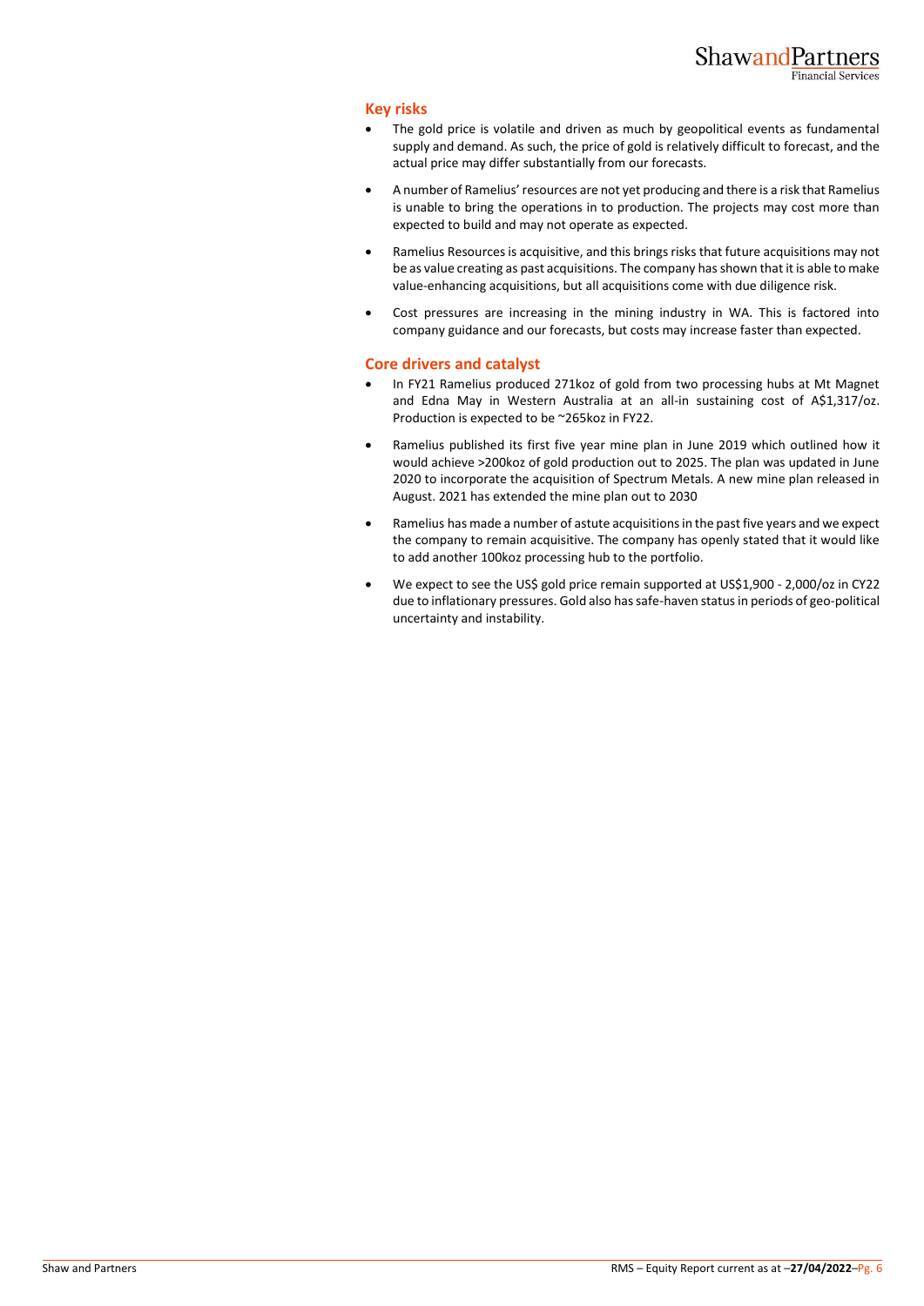## Key risks

- The gold price is volatile and driven as much by geopolitical events as fundamental supply and demand. As such, the price of gold is relatively difficult to forecast, and the actual price may differ substantially from our forecasts.
- A number of Ramelius' resources are not yet producing and there is a risk that Ramelius is unable to bring the operations in to production. The projects may cost more than expected to build and may not operate as expected.
- Ramelius Resources is acquisitive, and this brings risks that future acquisitions may not be as value creating as past acquisitions. The company has shown that it is able to make value-enhancing acquisitions, but all acquisitions come with due diligence risk.
- Cost pressures are increasing in the mining industry in WA. This is factored into company guidance and our forecasts, but costs may increase faster than expected.

## Core drivers and catalyst

- In FY21 Ramelius produced 271koz of gold from two processing hubs at Mt Magnet and Edna May in Western Australia at an all-in sustaining cost of A$1,317/oz. Production is expected to be ~265koz in FY22.
- Ramelius published its first five year mine plan in June 2019 which outlined how it would achieve >200koz of gold production out to 2025. The plan was updated in June 2020 to incorporate the acquisition of Spectrum Metals. A new mine plan released in August. 2021 has extended the mine plan out to 2030
- Ramelius has made a number of astute acquisitions in the past five years and we expect the company to remain acquisitive. The company has openly stated that it would like to add another 100koz processing hub to the portfolio.
- We expect to see the US$ gold price remain supported at US$1,900 - 2,000/oz in CY22 due to inflationary pressures. Gold also has safe-haven status in periods of geo-political uncertainty and instability.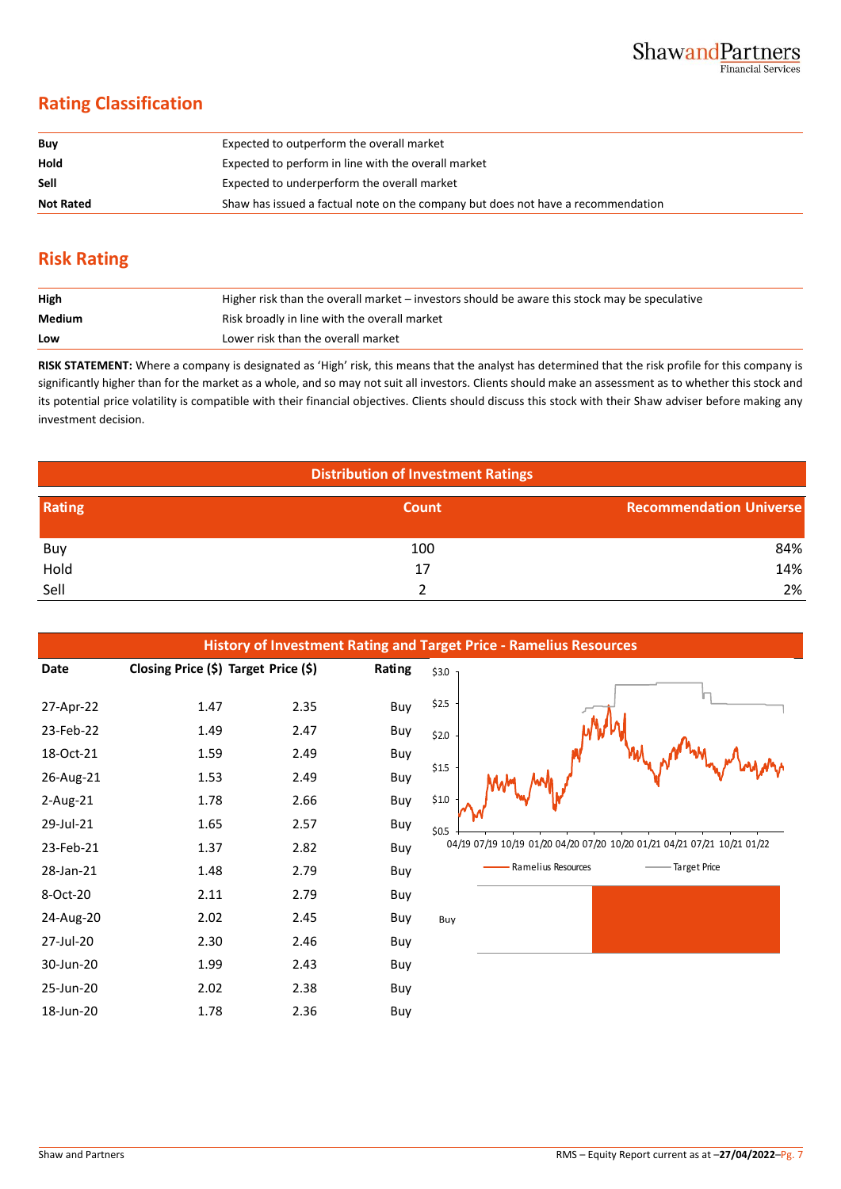## Rating Classification

| | |
|---|---|
| **Buy** | Expected to outperform the overall market |
| **Hold** | Expected to perform in line with the overall market |
| **Sell** | Expected to underperform the overall market |
| **Not Rated** | Shaw has issued a factual note on the company but does not have a recommendation |

## Risk Rating

| | |
|---|---|
| **High** | Higher risk than the overall market – investors should be aware this stock may be speculative |
| **Medium** | Risk broadly in line with the overall market |
| **Low** | Lower risk than the overall market |

**RISK STATEMENT:** Where a company is designated as 'High' risk, this means that the analyst has determined that the risk profile for this company is significantly higher than for the market as a whole, and so may not suit all investors. Clients should make an assessment as to whether this stock and its potential price volatility is compatible with their financial objectives. Clients should discuss this stock with their Shaw adviser before making any investment decision.

**Distribution of Investment Ratings**

| Rating | Count | Recommendation Universe |
|---|---|---|
| Buy | 100 | 84% |
| Hold | 17 | 14% |
| Sell | 2 | 2% |

**History of Investment Rating and Target Price - Ramelius Resources**

| Date | Closing Price ($) | Target Price ($) | Rating |
|---|---|---|---|
| 27-Apr-22 | 1.47 | 2.35 | Buy |
| 23-Feb-22 | 1.49 | 2.47 | Buy |
| 18-Oct-21 | 1.59 | 2.49 | Buy |
| 26-Aug-21 | 1.53 | 2.49 | Buy |
| 2-Aug-21 | 1.78 | 2.66 | Buy |
| 29-Jul-21 | 1.65 | 2.57 | Buy |
| 23-Feb-21 | 1.37 | 2.82 | Buy |
| 28-Jan-21 | 1.48 | 2.79 | Buy |
| 8-Oct-20 | 2.11 | 2.79 | Buy |
| 24-Aug-20 | 2.02 | 2.45 | Buy |
| 27-Jul-20 | 2.30 | 2.46 | Buy |
| 30-Jun-20 | 1.99 | 2.43 | Buy |
| 25-Jun-20 | 2.02 | 2.38 | Buy |
| 18-Jun-20 | 1.78 | 2.36 | Buy |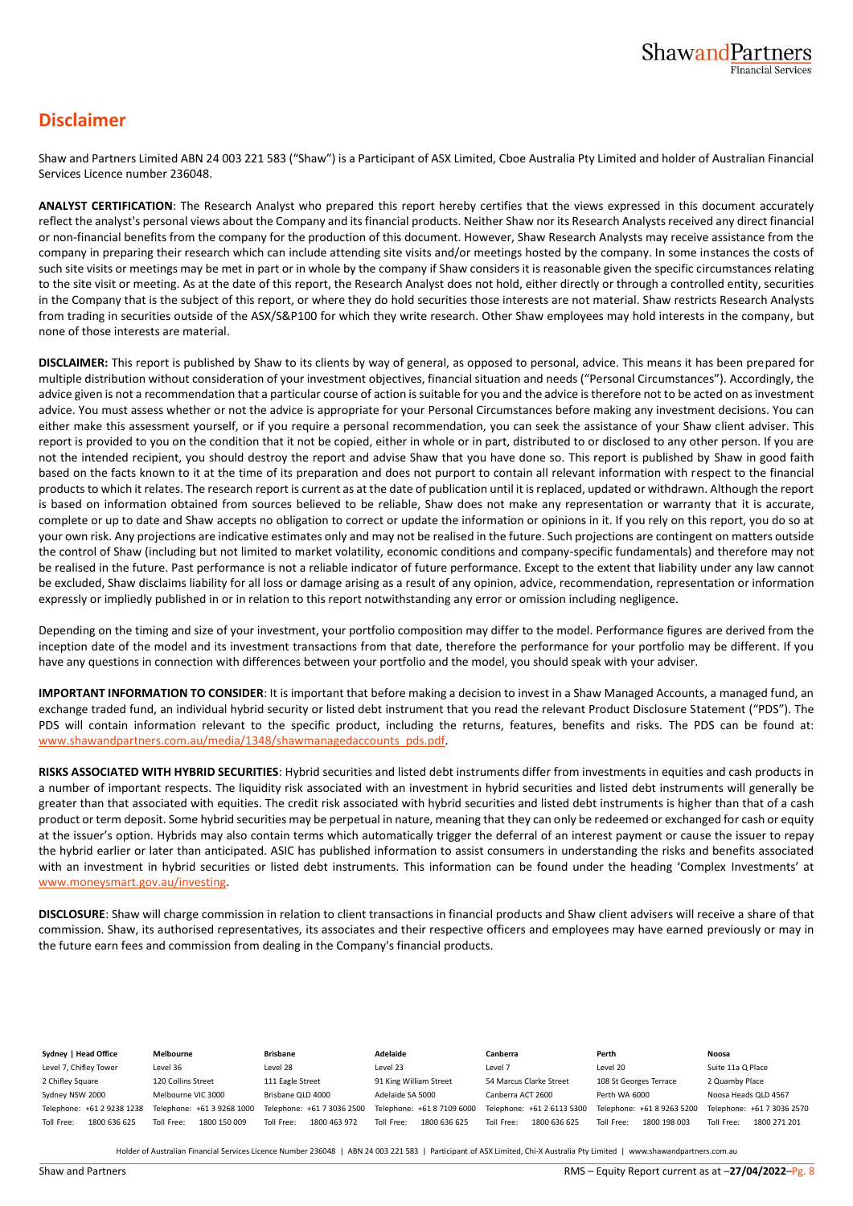# Disclaimer

Shaw and Partners Limited ABN 24 003 221 583 ("Shaw") is a Participant of ASX Limited, Cboe Australia Pty Limited and holder of Australian Financial Services Licence number 236048.

**ANALYST CERTIFICATION**: The Research Analyst who prepared this report hereby certifies that the views expressed in this document accurately reflect the analyst's personal views about the Company and its financial products. Neither Shaw nor its Research Analysts received any direct financial or non-financial benefits from the company for the production of this document. However, Shaw Research Analysts may receive assistance from the company in preparing their research which can include attending site visits and/or meetings hosted by the company. In some instances the costs of such site visits or meetings may be met in part or in whole by the company if Shaw considers it is reasonable given the specific circumstances relating to the site visit or meeting. As at the date of this report, the Research Analyst does not hold, either directly or through a controlled entity, securities in the Company that is the subject of this report, or where they do hold securities those interests are not material. Shaw restricts Research Analysts from trading in securities outside of the ASX/S&P100 for which they write research. Other Shaw employees may hold interests in the company, but none of those interests are material.

**DISCLAIMER:** This report is published by Shaw to its clients by way of general, as opposed to personal, advice. This means it has been prepared for multiple distribution without consideration of your investment objectives, financial situation and needs ("Personal Circumstances"). Accordingly, the advice given is not a recommendation that a particular course of action is suitable for you and the advice is therefore not to be acted on as investment advice. You must assess whether or not the advice is appropriate for your Personal Circumstances before making any investment decisions. You can either make this assessment yourself, or if you require a personal recommendation, you can seek the assistance of your Shaw client adviser. This report is provided to you on the condition that it not be copied, either in whole or in part, distributed to or disclosed to any other person. If you are not the intended recipient, you should destroy the report and advise Shaw that you have done so. This report is published by Shaw in good faith based on the facts known to it at the time of its preparation and does not purport to contain all relevant information with respect to the financial products to which it relates. The research report is current as at the date of publication until it is replaced, updated or withdrawn. Although the report is based on information obtained from sources believed to be reliable, Shaw does not make any representation or warranty that it is accurate, complete or up to date and Shaw accepts no obligation to correct or update the information or opinions in it. If you rely on this report, you do so at your own risk. Any projections are indicative estimates only and may not be realised in the future. Such projections are contingent on matters outside the control of Shaw (including but not limited to market volatility, economic conditions and company-specific fundamentals) and therefore may not be realised in the future. Past performance is not a reliable indicator of future performance. Except to the extent that liability under any law cannot be excluded, Shaw disclaims liability for all loss or damage arising as a result of any opinion, advice, recommendation, representation or information expressly or impliedly published in or in relation to this report notwithstanding any error or omission including negligence.

Depending on the timing and size of your investment, your portfolio composition may differ to the model. Performance figures are derived from the inception date of the model and its investment transactions from that date, therefore the performance for your portfolio may be different. If you have any questions in connection with differences between your portfolio and the model, you should speak with your adviser.

**IMPORTANT INFORMATION TO CONSIDER**: It is important that before making a decision to invest in a Shaw Managed Accounts, a managed fund, an exchange traded fund, an individual hybrid security or listed debt instrument that you read the relevant Product Disclosure Statement ("PDS"). The PDS will contain information relevant to the specific product, including the returns, features, benefits and risks. The PDS can be found at: www.shawandpartners.com.au/media/1348/shawmanagedaccounts_pds.pdf.

**RISKS ASSOCIATED WITH HYBRID SECURITIES**: Hybrid securities and listed debt instruments differ from investments in equities and cash products in a number of important respects. The liquidity risk associated with an investment in hybrid securities and listed debt instruments will generally be greater than that associated with equities. The credit risk associated with hybrid securities and listed debt instruments is higher than that of a cash product or term deposit. Some hybrid securities may be perpetual in nature, meaning that they can only be redeemed or exchanged for cash or equity at the issuer's option. Hybrids may also contain terms which automatically trigger the deferral of an interest payment or cause the issuer to repay the hybrid earlier or later than anticipated. ASIC has published information to assist consumers in understanding the risks and benefits associated with an investment in hybrid securities or listed debt instruments. This information can be found under the heading 'Complex Investments' at www.moneysmart.gov.au/investing.

**DISCLOSURE**: Shaw will charge commission in relation to client transactions in financial products and Shaw client advisers will receive a share of that commission. Shaw, its authorised representatives, its associates and their respective officers and employees may have earned previously or may in the future earn fees and commission from dealing in the Company's financial products.

| Sydney \| Head Office | Melbourne | Brisbane | Adelaide | Canberra | Perth | Noosa |
|---|---|---|---|---|---|---|
| Level 7, Chifley Tower | Level 36 | Level 28 | Level 23 | Level 7 | Level 20 | Suite 11a Q Place |
| 2 Chifley Square | 120 Collins Street | 111 Eagle Street | 91 King William Street | 54 Marcus Clarke Street | 108 St Georges Terrace | 2 Quamby Place |
| Sydney NSW 2000 | Melbourne VIC 3000 | Brisbane QLD 4000 | Adelaide SA 5000 | Canberra ACT 2600 | Perth WA 6000 | Noosa Heads QLD 4567 |
| Telephone: +61 2 9238 1238 | Telephone: +61 3 9268 1000 | Telephone: +61 7 3036 2500 | Telephone: +61 8 7109 6000 | Telephone: +61 2 6113 5300 | Telephone: +61 8 9263 5200 | Telephone: +61 7 3036 2570 |
| Toll Free: 1800 636 625 | Toll Free: 1800 150 009 | Toll Free: 1800 463 972 | Toll Free: 1800 636 625 | Toll Free: 1800 636 625 | Toll Free: 1800 198 003 | Toll Free: 1800 271 201 |

Holder of Australian Financial Services Licence Number 236048 | ABN 24 003 221 583 | Participant of ASX Limited, Chi-X Australia Pty Limited | www.shawandpartners.com.au